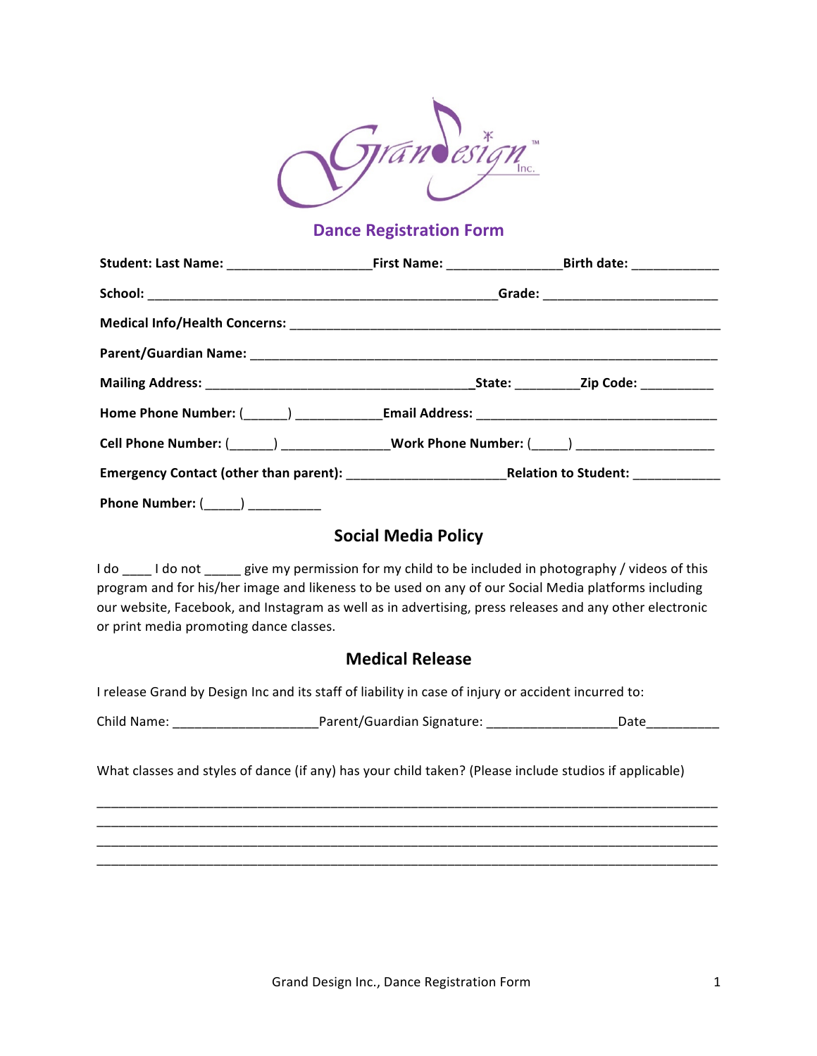# Dance Registration Form

**Student: Last Name:** ____________________**First Name:** ________________**Birth date:** ____________

**School:** _______________________________________________**Grade:** ________________________

**Medical Info/Health Concerns:** ____________________________________________________________

**Parent/Guardian Name:** _________________________________________________________________

**Mailing Address:** ____________________________________**State:** _________**Zip Code:** __________

**Home Phone Number:** (______) ____________**Email Address:** __________________________________

**Cell Phone Number:** (______) _______________**Work Phone Number:** (_____) ___________________

**Emergency Contact (other than parent):** ______________________**Relation to Student:** ____________

**Phone Number:** (_____) __________

## Social Media Policy

I do ____ I do not _____ give my permission for my child to be included in photography / videos of this program and for his/her image and likeness to be used on any of our Social Media platforms including our website, Facebook, and Instagram as well as in advertising, press releases and any other electronic or print media promoting dance classes.

## Medical Release

I release Grand by Design Inc and its staff of liability in case of injury or accident incurred to:

Child Name: ____________________Parent/Guardian Signature: __________________Date__________

What classes and styles of dance (if any) has your child taken? (Please include studios if applicable)

_____________________________________________________________________________________
_____________________________________________________________________________________
_____________________________________________________________________________________
_____________________________________________________________________________________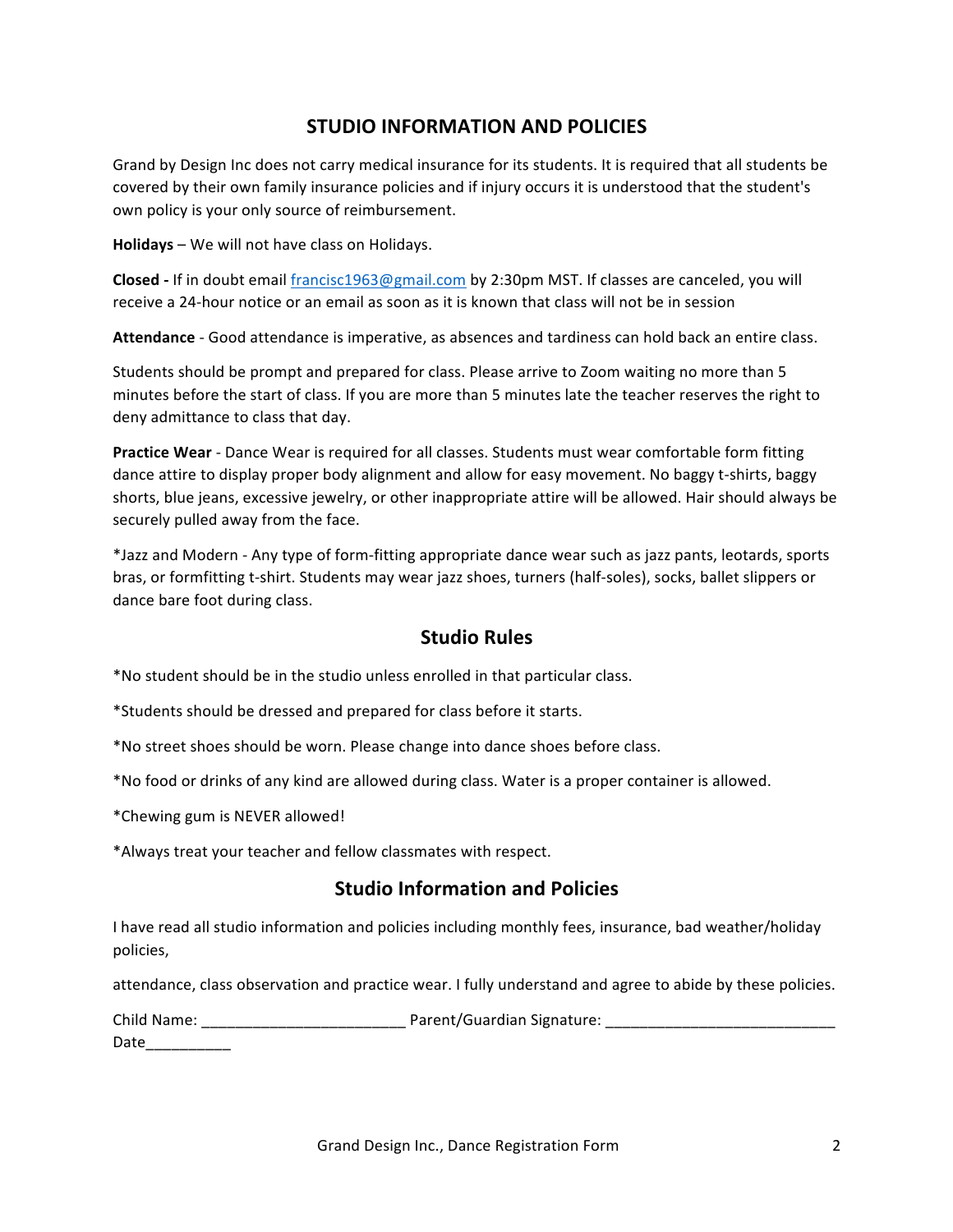## STUDIO INFORMATION AND POLICIES

Grand by Design Inc does not carry medical insurance for its students. It is required that all students be covered by their own family insurance policies and if injury occurs it is understood that the student's own policy is your only source of reimbursement.

**Holidays** – We will not have class on Holidays.

**Closed -** If in doubt email francisc1963@gmail.com by 2:30pm MST. If classes are canceled, you will receive a 24-hour notice or an email as soon as it is known that class will not be in session

**Attendance** - Good attendance is imperative, as absences and tardiness can hold back an entire class.

Students should be prompt and prepared for class. Please arrive to Zoom waiting no more than 5 minutes before the start of class. If you are more than 5 minutes late the teacher reserves the right to deny admittance to class that day.

**Practice Wear** - Dance Wear is required for all classes. Students must wear comfortable form fitting dance attire to display proper body alignment and allow for easy movement. No baggy t-shirts, baggy shorts, blue jeans, excessive jewelry, or other inappropriate attire will be allowed. Hair should always be securely pulled away from the face.

*Jazz and Modern - Any type of form-fitting appropriate dance wear such as jazz pants, leotards, sports bras, or formfitting t-shirt. Students may wear jazz shoes, turners (half-soles), socks, ballet slippers or dance bare foot during class.

## Studio Rules

*No student should be in the studio unless enrolled in that particular class.

*Students should be dressed and prepared for class before it starts.

*No street shoes should be worn. Please change into dance shoes before class.

*No food or drinks of any kind are allowed during class. Water is a proper container is allowed.

*Chewing gum is NEVER allowed!

*Always treat your teacher and fellow classmates with respect.

## Studio Information and Policies

I have read all studio information and policies including monthly fees, insurance, bad weather/holiday policies,

attendance, class observation and practice wear. I fully understand and agree to abide by these policies.

Child Name: ________________________ Parent/Guardian Signature: ___________________________ Date__________